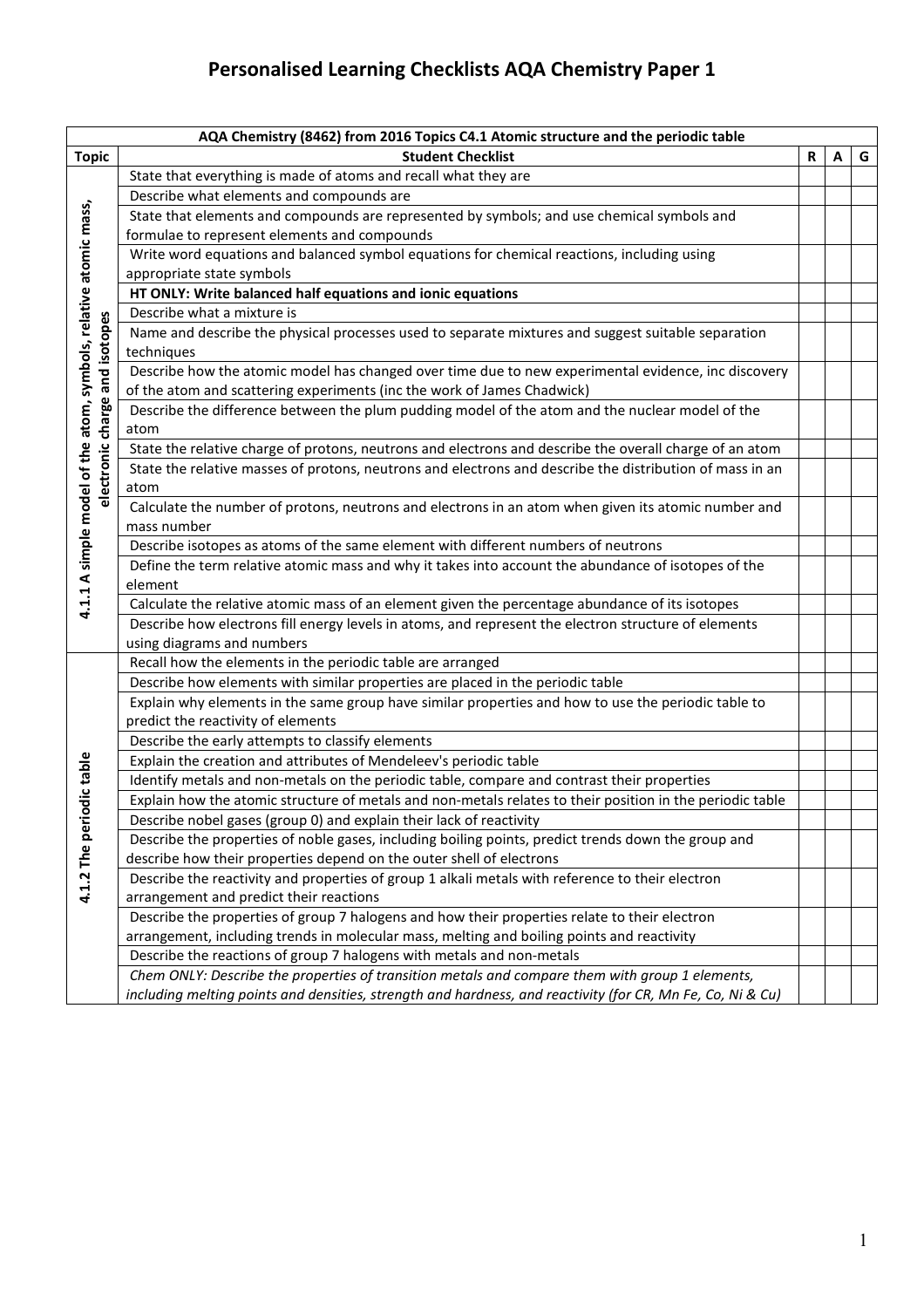# Personalised Learning Checklists AQA Chemistry Paper 1

| AQA Chemistry (8462) from 2016 Topics C4.1 Atomic structure and the periodic table | | | | |
|---|---|---|---|---|
| **Topic** | **Student Checklist** | **R** | **A** | **G** |
| 4.1.1 A simple model of the atom, symbols, relative atomic mass, electronic charge and isotopes | State that everything is made of atoms and recall what they are | | | |
| | Describe what elements and compounds are | | | |
| | State that elements and compounds are represented by symbols; and use chemical symbols and formulae to represent elements and compounds | | | |
| | Write word equations and balanced symbol equations for chemical reactions, including using appropriate state symbols | | | |
| | **HT ONLY: Write balanced half equations and ionic equations** | | | |
| | Describe what a mixture is | | | |
| | Name and describe the physical processes used to separate mixtures and suggest suitable separation techniques | | | |
| | Describe how the atomic model has changed over time due to new experimental evidence, inc discovery of the atom and scattering experiments (inc the work of James Chadwick) | | | |
| | Describe the difference between the plum pudding model of the atom and the nuclear model of the atom | | | |
| | State the relative charge of protons, neutrons and electrons and describe the overall charge of an atom | | | |
| | State the relative masses of protons, neutrons and electrons and describe the distribution of mass in an atom | | | |
| | Calculate the number of protons, neutrons and electrons in an atom when given its atomic number and mass number | | | |
| | Describe isotopes as atoms of the same element with different numbers of neutrons | | | |
| | Define the term relative atomic mass and why it takes into account the abundance of isotopes of the element | | | |
| | Calculate the relative atomic mass of an element given the percentage abundance of its isotopes | | | |
| | Describe how electrons fill energy levels in atoms, and represent the electron structure of elements using diagrams and numbers | | | |
| 4.1.2 The periodic table | Recall how the elements in the periodic table are arranged | | | |
| | Describe how elements with similar properties are placed in the periodic table | | | |
| | Explain why elements in the same group have similar properties and how to use the periodic table to predict the reactivity of elements | | | |
| | Describe the early attempts to classify elements | | | |
| | Explain the creation and attributes of Mendeleev's periodic table | | | |
| | Identify metals and non-metals on the periodic table, compare and contrast their properties | | | |
| | Explain how the atomic structure of metals and non-metals relates to their position in the periodic table | | | |
| | Describe nobel gases (group 0) and explain their lack of reactivity | | | |
| | Describe the properties of noble gases, including boiling points, predict trends down the group and describe how their properties depend on the outer shell of electrons | | | |
| | Describe the reactivity and properties of group 1 alkali metals with reference to their electron arrangement and predict their reactions | | | |
| | Describe the properties of group 7 halogens and how their properties relate to their electron arrangement, including trends in molecular mass, melting and boiling points and reactivity | | | |
| | Describe the reactions of group 7 halogens with metals and non-metals | | | |
| | *Chem ONLY: Describe the properties of transition metals and compare them with group 1 elements, including melting points and densities, strength and hardness, and reactivity (for CR, Mn Fe, Co, Ni & Cu)* | | | |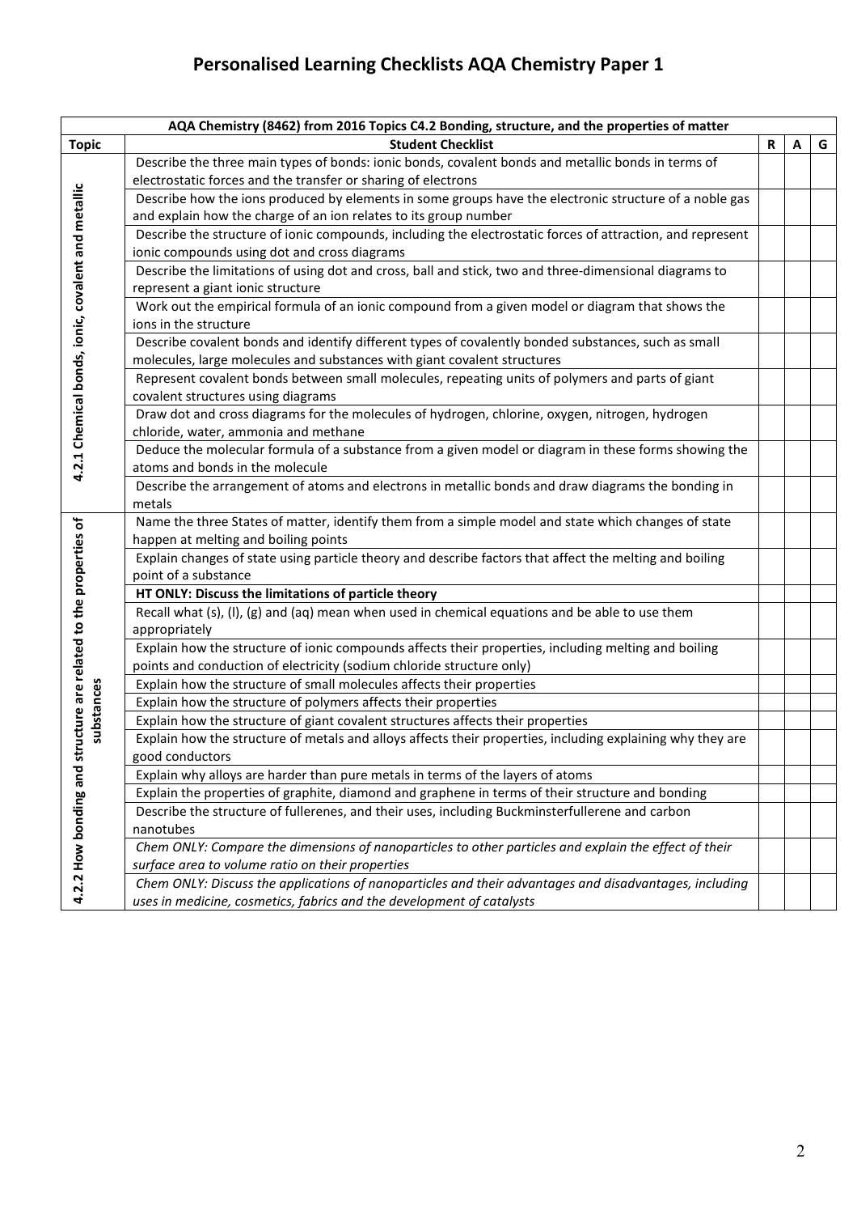# Personalised Learning Checklists AQA Chemistry Paper 1

| AQA Chemistry (8462) from 2016 Topics C4.2 Bonding, structure, and the properties of matter | | | | |
|---|---|---|---|---|
| **Topic** | **Student Checklist** | **R** | **A** | **G** |
| **4.2.1 Chemical bonds, ionic, covalent and metallic** | Describe the three main types of bonds: ionic bonds, covalent bonds and metallic bonds in terms of electrostatic forces and the transfer or sharing of electrons | | | |
| | Describe how the ions produced by elements in some groups have the electronic structure of a noble gas and explain how the charge of an ion relates to its group number | | | |
| | Describe the structure of ionic compounds, including the electrostatic forces of attraction, and represent ionic compounds using dot and cross diagrams | | | |
| | Describe the limitations of using dot and cross, ball and stick, two and three-dimensional diagrams to represent a giant ionic structure | | | |
| | Work out the empirical formula of an ionic compound from a given model or diagram that shows the ions in the structure | | | |
| | Describe covalent bonds and identify different types of covalently bonded substances, such as small molecules, large molecules and substances with giant covalent structures | | | |
| | Represent covalent bonds between small molecules, repeating units of polymers and parts of giant covalent structures using diagrams | | | |
| | Draw dot and cross diagrams for the molecules of hydrogen, chlorine, oxygen, nitrogen, hydrogen chloride, water, ammonia and methane | | | |
| | Deduce the molecular formula of a substance from a given model or diagram in these forms showing the atoms and bonds in the molecule | | | |
| | Describe the arrangement of atoms and electrons in metallic bonds and draw diagrams the bonding in metals | | | |
| **4.2.2 How bonding and structure are related to the properties of substances** | Name the three States of matter, identify them from a simple model and state which changes of state happen at melting and boiling points | | | |
| | Explain changes of state using particle theory and describe factors that affect the melting and boiling point of a substance | | | |
| | **HT ONLY: Discuss the limitations of particle theory** | | | |
| | Recall what (s), (l), (g) and (aq) mean when used in chemical equations and be able to use them appropriately | | | |
| | Explain how the structure of ionic compounds affects their properties, including melting and boiling points and conduction of electricity (sodium chloride structure only) | | | |
| | Explain how the structure of small molecules affects their properties | | | |
| | Explain how the structure of polymers affects their properties | | | |
| | Explain how the structure of giant covalent structures affects their properties | | | |
| | Explain how the structure of metals and alloys affects their properties, including explaining why they are good conductors | | | |
| | Explain why alloys are harder than pure metals in terms of the layers of atoms | | | |
| | Explain the properties of graphite, diamond and graphene in terms of their structure and bonding | | | |
| | Describe the structure of fullerenes, and their uses, including Buckminsterfullerene and carbon nanotubes | | | |
| | *Chem ONLY: Compare the dimensions of nanoparticles to other particles and explain the effect of their surface area to volume ratio on their properties* | | | |
| | *Chem ONLY: Discuss the applications of nanoparticles and their advantages and disadvantages, including uses in medicine, cosmetics, fabrics and the development of catalysts* | | | |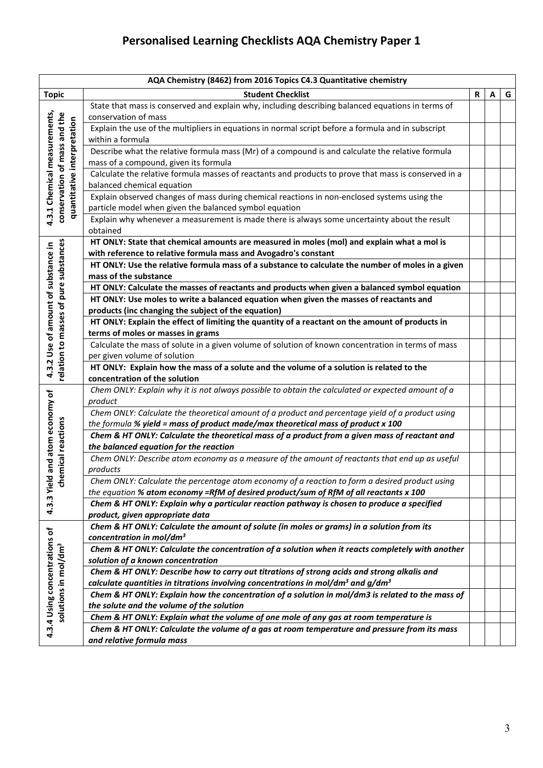# Personalised Learning Checklists AQA Chemistry Paper 1

| AQA Chemistry (8462) from 2016 Topics C4.3 Quantitative chemistry | | | | |
|---|---|---|---|---|
| **Topic** | **Student Checklist** | **R** | **A** | **G** |
| **4.3.1 Chemical measurements, conservation of mass and the quantitative interpretation** | State that mass is conserved and explain why, including describing balanced equations in terms of conservation of mass | | | |
| | Explain the use of the multipliers in equations in normal script before a formula and in subscript within a formula | | | |
| | Describe what the relative formula mass (Mr) of a compound is and calculate the relative formula mass of a compound, given its formula | | | |
| | Calculate the relative formula masses of reactants and products to prove that mass is conserved in a balanced chemical equation | | | |
| | Explain observed changes of mass during chemical reactions in non-enclosed systems using the particle model when given the balanced symbol equation | | | |
| | Explain why whenever a measurement is made there is always some uncertainty about the result obtained | | | |
| **4.3.2 Use of amount of substance in relation to masses of pure substances** | **HT ONLY: State that chemical amounts are measured in moles (mol) and explain what a mol is with reference to relative formula mass and Avogadro's constant** | | | |
| | **HT ONLY: Use the relative formula mass of a substance to calculate the number of moles in a given mass of the substance** | | | |
| | **HT ONLY: Calculate the masses of reactants and products when given a balanced symbol equation** | | | |
| | **HT ONLY: Use moles to write a balanced equation when given the masses of reactants and products (inc changing the subject of the equation)** | | | |
| | **HT ONLY: Explain the effect of limiting the quantity of a reactant on the amount of products in terms of moles or masses in grams** | | | |
| | Calculate the mass of solute in a given volume of solution of known concentration in terms of mass per given volume of solution | | | |
| | **HT ONLY: Explain how the mass of a solute and the volume of a solution is related to the concentration of the solution** | | | |
| **4.3.3 Yield and atom economy of chemical reactions** | *Chem ONLY: Explain why it is not always possible to obtain the calculated or expected amount of a product* | | | |
| | *Chem ONLY: Calculate the theoretical amount of a product and percentage yield of a product using the formula **% yield = mass of product made/max theoretical mass of product x 100*** | | | |
| | ***Chem & HT ONLY: Calculate the theoretical mass of a product from a given mass of reactant and the balanced equation for the reaction*** | | | |
| | *Chem ONLY: Describe atom economy as a measure of the amount of reactants that end up as useful products* | | | |
| | *Chem ONLY: Calculate the percentage atom economy of a reaction to form a desired product using the equation **% atom economy =RfM of desired product/sum of RfM of all reactants x 100*** | | | |
| | ***Chem & HT ONLY: Explain why a particular reaction pathway is chosen to produce a specified product, given appropriate data*** | | | |
| **4.3.4 Using concentrations of solutions in mol/dm$^3$** | ***Chem & HT ONLY: Calculate the amount of solute (in moles or grams) in a solution from its concentration in mol/dm$^3$*** | | | |
| | ***Chem & HT ONLY: Calculate the concentration of a solution when it reacts completely with another solution of a known concentration*** | | | |
| | ***Chem & HT ONLY: Describe how to carry out titrations of strong acids and strong alkalis and calculate quantities in titrations involving concentrations in mol/dm$^3$ and g/dm$^3$*** | | | |
| | ***Chem & HT ONLY: Explain how the concentration of a solution in mol/dm3 is related to the mass of the solute and the volume of the solution*** | | | |
| | ***Chem & HT ONLY: Explain what the volume of one mole of any gas at room temperature is*** | | | |
| | ***Chem & HT ONLY: Calculate the volume of a gas at room temperature and pressure from its mass and relative formula mass*** | | | |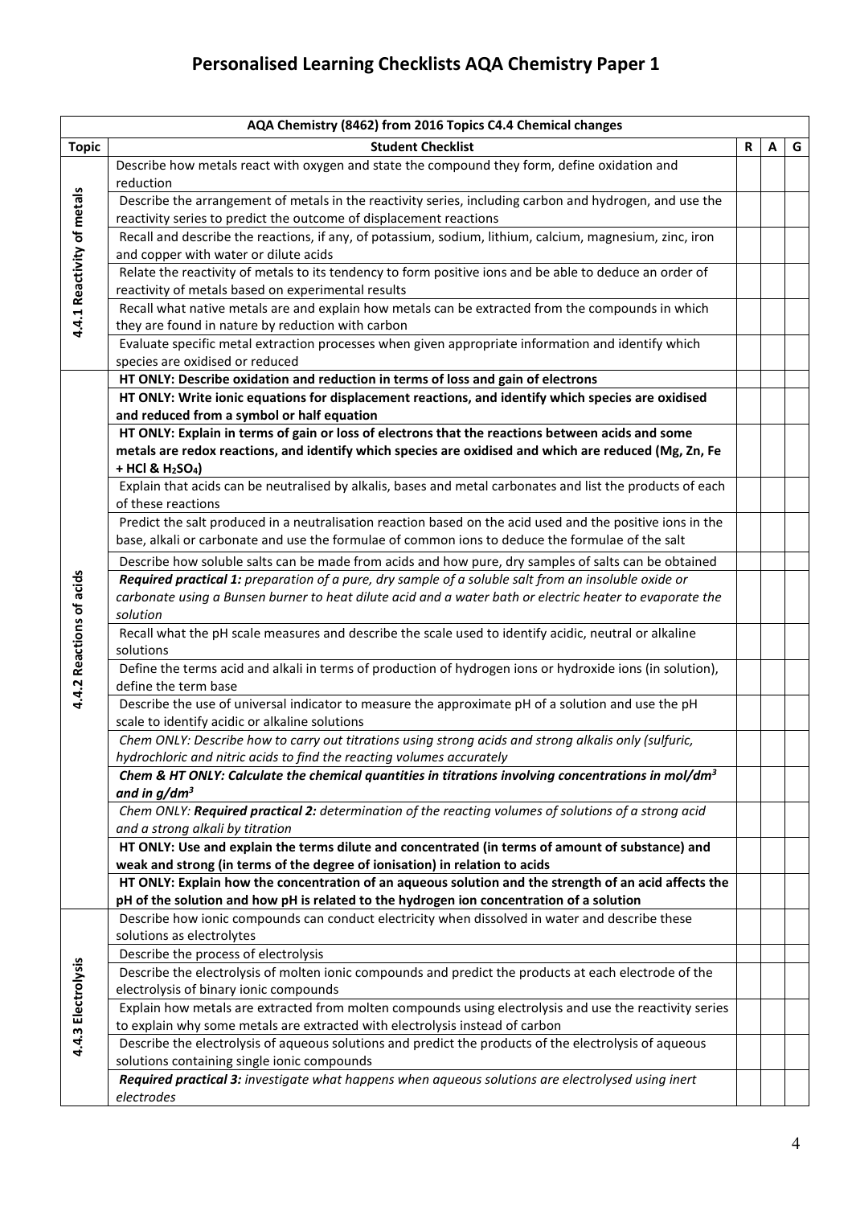# Personalised Learning Checklists AQA Chemistry Paper 1

| AQA Chemistry (8462) from 2016 Topics C4.4 Chemical changes | | | | |
|---|---|---|---|---|
| **Topic** | **Student Checklist** | **R** | **A** | **G** |
| 4.4.1 Reactivity of metals | Describe how metals react with oxygen and state the compound they form, define oxidation and reduction | | | |
| | Describe the arrangement of metals in the reactivity series, including carbon and hydrogen, and use the reactivity series to predict the outcome of displacement reactions | | | |
| | Recall and describe the reactions, if any, of potassium, sodium, lithium, calcium, magnesium, zinc, iron and copper with water or dilute acids | | | |
| | Relate the reactivity of metals to its tendency to form positive ions and be able to deduce an order of reactivity of metals based on experimental results | | | |
| | Recall what native metals are and explain how metals can be extracted from the compounds in which they are found in nature by reduction with carbon | | | |
| | Evaluate specific metal extraction processes when given appropriate information and identify which species are oxidised or reduced | | | |
| 4.4.2 Reactions of acids | **HT ONLY: Describe oxidation and reduction in terms of loss and gain of electrons** | | | |
| | **HT ONLY: Write ionic equations for displacement reactions, and identify which species are oxidised and reduced from a symbol or half equation** | | | |
| | **HT ONLY: Explain in terms of gain or loss of electrons that the reactions between acids and some metals are redox reactions, and identify which species are oxidised and which are reduced (Mg, Zn, Fe + HCl & $H_2SO_4$)** | | | |
| | Explain that acids can be neutralised by alkalis, bases and metal carbonates and list the products of each of these reactions | | | |
| | Predict the salt produced in a neutralisation reaction based on the acid used and the positive ions in the base, alkali or carbonate and use the formulae of common ions to deduce the formulae of the salt | | | |
| | Describe how soluble salts can be made from acids and how pure, dry samples of salts can be obtained | | | |
| | ***Required practical 1:*** *preparation of a pure, dry sample of a soluble salt from an insoluble oxide or carbonate using a Bunsen burner to heat dilute acid and a water bath or electric heater to evaporate the solution* | | | |
| | Recall what the pH scale measures and describe the scale used to identify acidic, neutral or alkaline solutions | | | |
| | Define the terms acid and alkali in terms of production of hydrogen ions or hydroxide ions (in solution), define the term base | | | |
| | Describe the use of universal indicator to measure the approximate pH of a solution and use the pH scale to identify acidic or alkaline solutions | | | |
| | *Chem ONLY: Describe how to carry out titrations using strong acids and strong alkalis only (sulfuric, hydrochloric and nitric acids to find the reacting volumes accurately* | | | |
| | ***Chem & HT ONLY: Calculate the chemical quantities in titrations involving concentrations in mol/dm$^3$ and in g/dm$^3$*** | | | |
| | *Chem ONLY:* ***Required practical 2:*** *determination of the reacting volumes of solutions of a strong acid and a strong alkali by titration* | | | |
| | **HT ONLY: Use and explain the terms dilute and concentrated (in terms of amount of substance) and weak and strong (in terms of the degree of ionisation) in relation to acids** | | | |
| | **HT ONLY: Explain how the concentration of an aqueous solution and the strength of an acid affects the pH of the solution and how pH is related to the hydrogen ion concentration of a solution** | | | |
| 4.4.3 Electrolysis | Describe how ionic compounds can conduct electricity when dissolved in water and describe these solutions as electrolytes | | | |
| | Describe the process of electrolysis | | | |
| | Describe the electrolysis of molten ionic compounds and predict the products at each electrode of the electrolysis of binary ionic compounds | | | |
| | Explain how metals are extracted from molten compounds using electrolysis and use the reactivity series to explain why some metals are extracted with electrolysis instead of carbon | | | |
| | Describe the electrolysis of aqueous solutions and predict the products of the electrolysis of aqueous solutions containing single ionic compounds | | | |
| | ***Required practical 3:*** *investigate what happens when aqueous solutions are electrolysed using inert electrodes* | | | |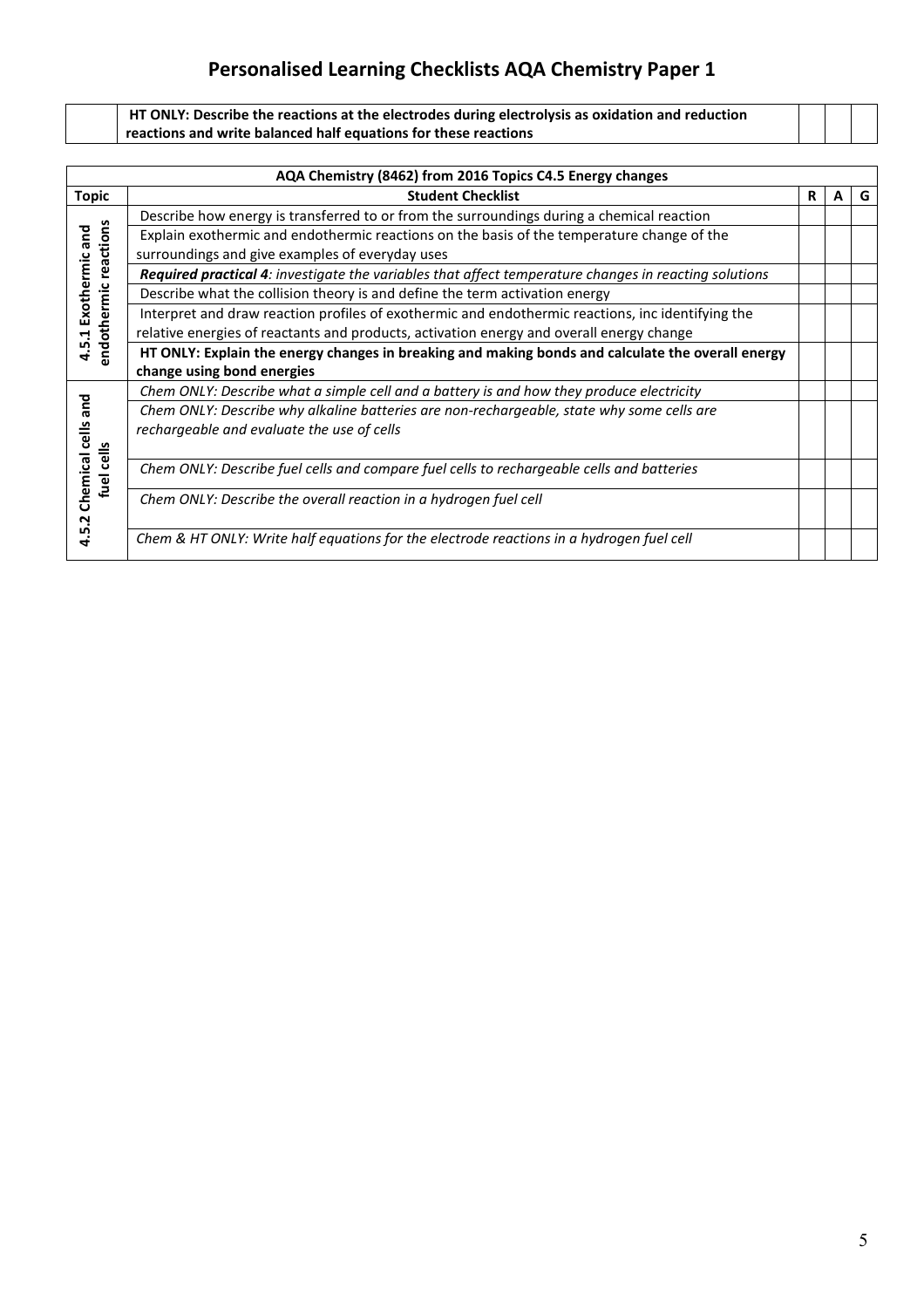# Personalised Learning Checklists AQA Chemistry Paper 1

| | | | | |
|---|---|---|---|---|
| | **HT ONLY: Describe the reactions at the electrodes during electrolysis as oxidation and reduction reactions and write balanced half equations for these reactions** | | | |

| AQA Chemistry (8462) from 2016 Topics C4.5 Energy changes | | | | |
|---|---|---|---|---|
| **Topic** | **Student Checklist** | **R** | **A** | **G** |
| **4.5.1 Exothermic and endothermic reactions** | Describe how energy is transferred to or from the surroundings during a chemical reaction | | | |
| | Explain exothermic and endothermic reactions on the basis of the temperature change of the surroundings and give examples of everyday uses | | | |
| | ***Required practical 4****: investigate the variables that affect temperature changes in reacting solutions* | | | |
| | Describe what the collision theory is and define the term activation energy | | | |
| | Interpret and draw reaction profiles of exothermic and endothermic reactions, inc identifying the relative energies of reactants and products, activation energy and overall energy change | | | |
| | **HT ONLY: Explain the energy changes in breaking and making bonds and calculate the overall energy change using bond energies** | | | |
| **4.5.2 Chemical cells and fuel cells** | *Chem ONLY: Describe what a simple cell and a battery is and how they produce electricity* | | | |
| | *Chem ONLY: Describe why alkaline batteries are non-rechargeable, state why some cells are rechargeable and evaluate the use of cells* | | | |
| | *Chem ONLY: Describe fuel cells and compare fuel cells to rechargeable cells and batteries* | | | |
| | *Chem ONLY: Describe the overall reaction in a hydrogen fuel cell* | | | |
| | *Chem & HT ONLY: Write half equations for the electrode reactions in a hydrogen fuel cell* | | | |